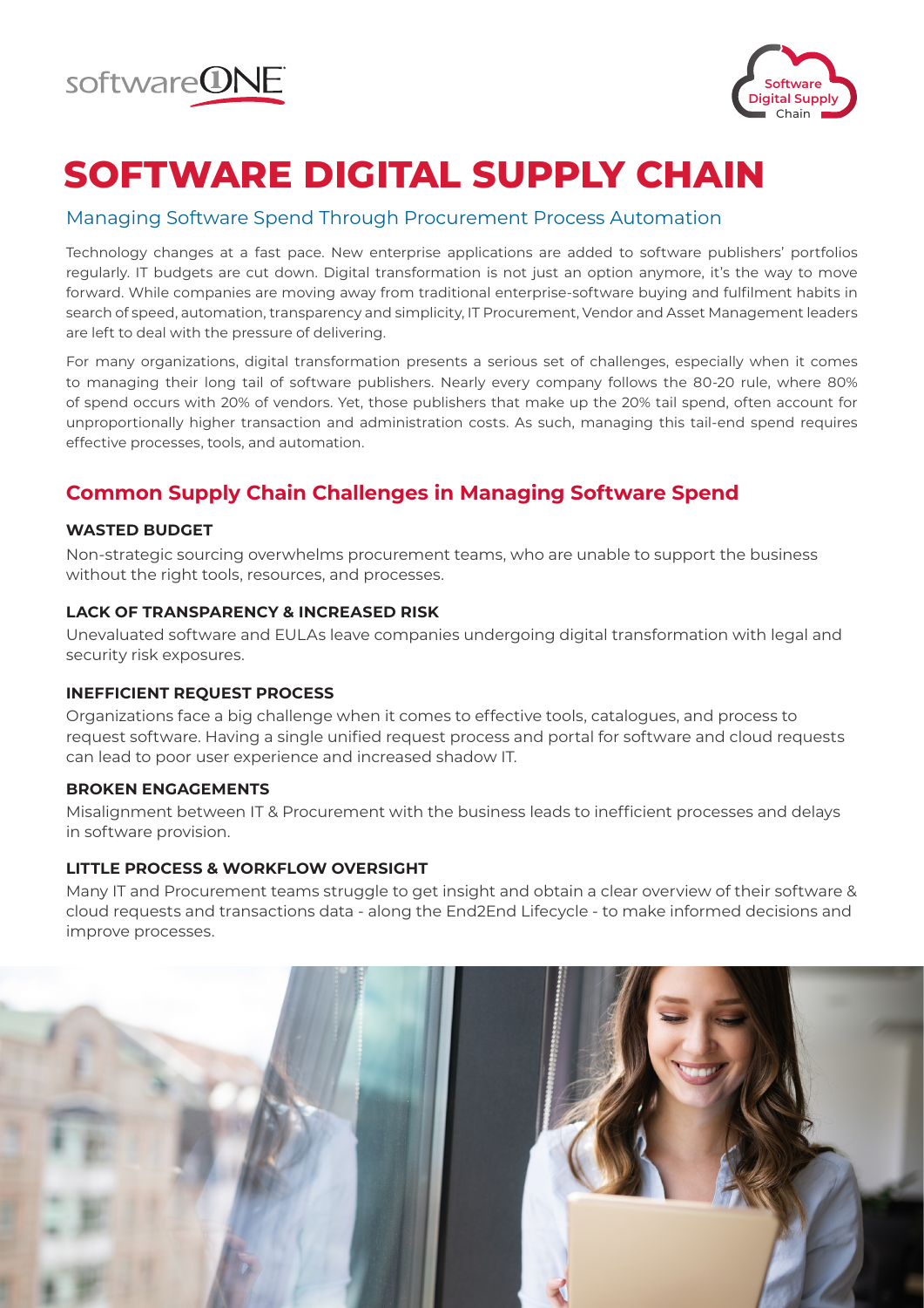# SOFTWARE DIGITAL SUPPLY CHAIN

## Managing Software Spend Through Procurement Process Automation

Technology changes at a fast pace. New enterprise applications are added to software publishers' portfolios regularly. IT budgets are cut down. Digital transformation is not just an option anymore, it's the way to move forward. While companies are moving away from traditional enterprise-software buying and fulfilment habits in search of speed, automation, transparency and simplicity, IT Procurement, Vendor and Asset Management leaders are left to deal with the pressure of delivering.

For many organizations, digital transformation presents a serious set of challenges, especially when it comes to managing their long tail of software publishers. Nearly every company follows the 80-20 rule, where 80% of spend occurs with 20% of vendors. Yet, those publishers that make up the 20% tail spend, often account for unproportionally higher transaction and administration costs. As such, managing this tail-end spend requires effective processes, tools, and automation.

## Common Supply Chain Challenges in Managing Software Spend

**WASTED BUDGET**

Non-strategic sourcing overwhelms procurement teams, who are unable to support the business without the right tools, resources, and processes.

**LACK OF TRANSPARENCY & INCREASED RISK**

Unevaluated software and EULAs leave companies undergoing digital transformation with legal and security risk exposures.

**INEFFICIENT REQUEST PROCESS**

Organizations face a big challenge when it comes to effective tools, catalogues, and process to request software. Having a single unified request process and portal for software and cloud requests can lead to poor user experience and increased shadow IT.

**BROKEN ENGAGEMENTS**

Misalignment between IT & Procurement with the business leads to inefficient processes and delays in software provision.

**LITTLE PROCESS & WORKFLOW OVERSIGHT**

Many IT and Procurement teams struggle to get insight and obtain a clear overview of their software & cloud requests and transactions data - along the End2End Lifecycle - to make informed decisions and improve processes.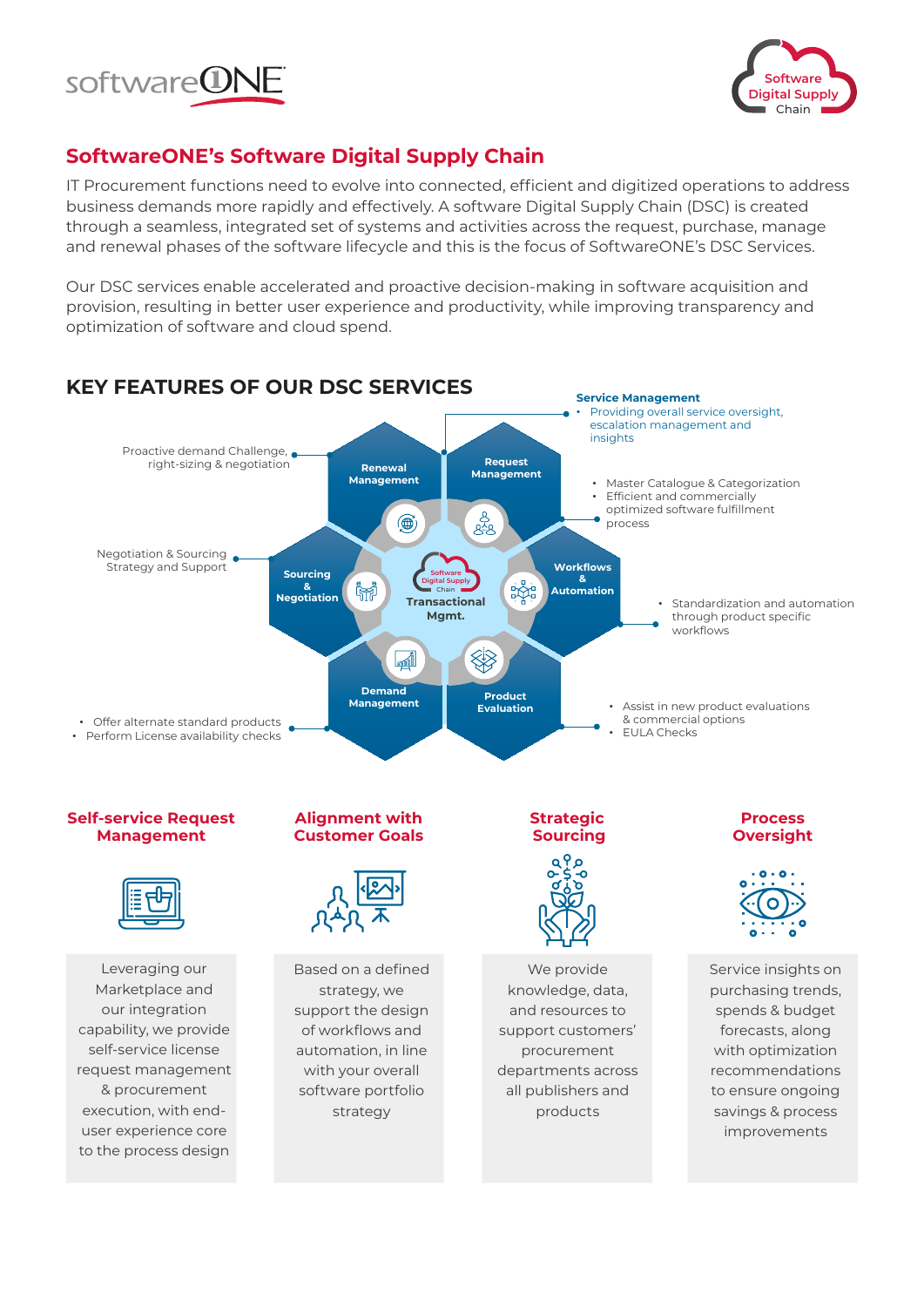# SoftwareONE's Software Digital Supply Chain

IT Procurement functions need to evolve into connected, efficient and digitized operations to address business demands more rapidly and effectively. A software Digital Supply Chain (DSC) is created through a seamless, integrated set of systems and activities across the request, purchase, manage and renewal phases of the software lifecycle and this is the focus of SoftwareONE's DSC Services.

Our DSC services enable accelerated and proactive decision-making in software acquisition and provision, resulting in better user experience and productivity, while improving transparency and optimization of software and cloud spend.

## KEY FEATURES OF OUR DSC SERVICES

Software Digital Supply Chain
Transactional Mgmt.

**Service Management**
- Providing overall service oversight, escalation management and insights

**Renewal Management**
Proactive demand Challenge, right-sizing & negotiation

**Request Management**
- Master Catalogue & Categorization
- Efficient and commercially optimized software fulfillment process

**Sourcing & Negotiation**
Negotiation & Sourcing Strategy and Support

**Workflows & Automation**
- Standardization and automation through product specific workflows

**Demand Management**
- Offer alternate standard products
- Perform License availability checks

**Product Evaluation**
- Assist in new product evaluations & commercial options
- EULA Checks

### Self-service Request Management

Leveraging our Marketplace and our integration capability, we provide self-service license request management & procurement execution, with end-user experience core to the process design

### Alignment with Customer Goals

Based on a defined strategy, we support the design of workflows and automation, in line with your overall software portfolio strategy

### Strategic Sourcing

We provide knowledge, data, and resources to support customers' procurement departments across all publishers and products

### Process Oversight

Service insights on purchasing trends, spends & budget forecasts, along with optimization recommendations to ensure ongoing savings & process improvements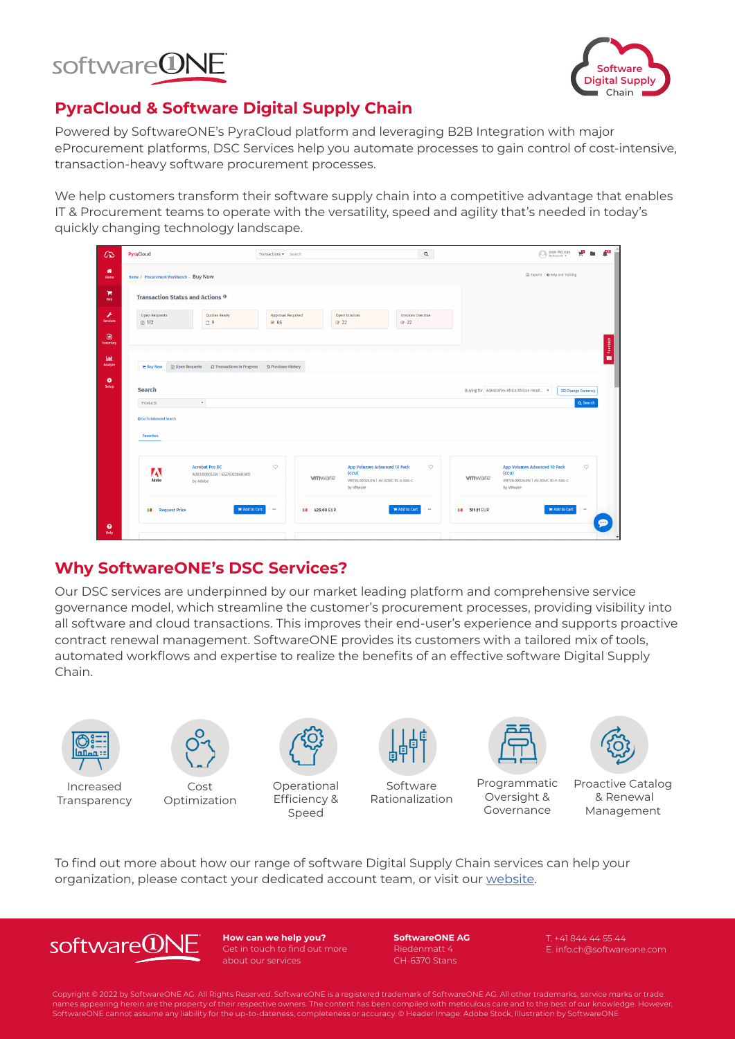## PyraCloud & Software Digital Supply Chain

Powered by SoftwareONE's PyraCloud platform and leveraging B2B Integration with major eProcurement platforms, DSC Services help you automate processes to gain control of cost-intensive, transaction-heavy software procurement processes.

We help customers transform their software supply chain into a competitive advantage that enables IT & Procurement teams to operate with the versatility, speed and agility that's needed in today's quickly changing technology landscape.

## Why SoftwareONE's DSC Services?

Our DSC services are underpinned by our market leading platform and comprehensive service governance model, which streamline the customer's procurement processes, providing visibility into all software and cloud transactions. This improves their end-user's experience and supports proactive contract renewal management. SoftwareONE provides its customers with a tailored mix of tools, automated workflows and expertise to realize the benefits of an effective software Digital Supply Chain.

- Increased Transparency
- Cost Optimization
- Operational Efficiency & Speed
- Software Rationalization
- Programmatic Oversight & Governance
- Proactive Catalog & Renewal Management

To find out more about how our range of software Digital Supply Chain services can help your organization, please contact your dedicated account team, or visit our website.

**How can we help you?**
Get in touch to find out more about our services

**SoftwareONE AG**
Riedenmatt 4
CH-6370 Stans

T. +41 844 44 55 44
E. info.ch@softwareone.com

Copyright © 2022 by SoftwareONE AG. All Rights Reserved. SoftwareONE is a registered trademark of SoftwareONE AG. All other trademarks, service marks or trade names appearing herein are the property of their respective owners. The content has been compiled with meticulous care and to the best of our knowledge. However, SoftwareONE cannot assume any liability for the up-to-dateness, completeness or accuracy. © Header Image: Adobe Stock, Illustration by SoftwareONE